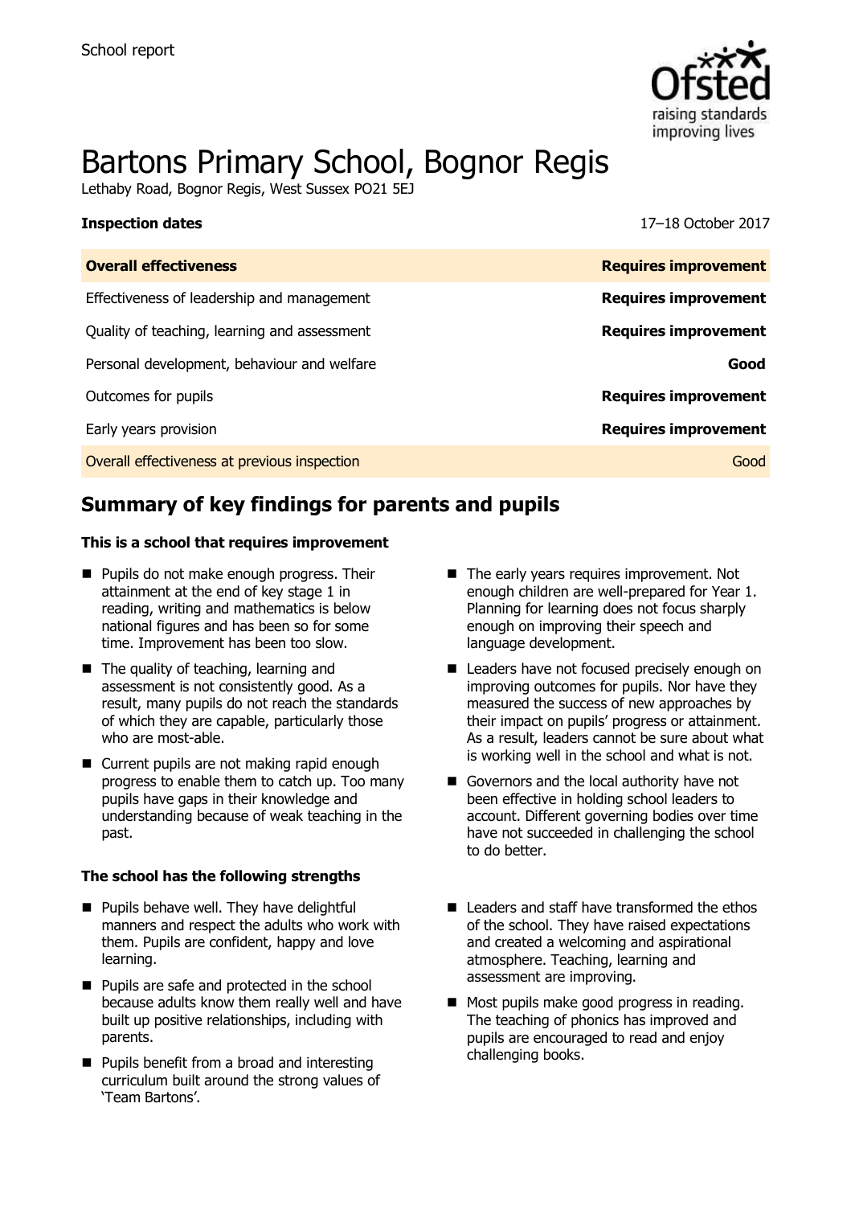School report

# Bartons Primary School, Bognor Regis

Lethaby Road, Bognor Regis, West Sussex PO21 5EJ

**Inspection dates** 17–18 October 2017

| **Overall effectiveness** | **Requires improvement** |
| --- | --- |
| Effectiveness of leadership and management | **Requires improvement** |
| Quality of teaching, learning and assessment | **Requires improvement** |
| Personal development, behaviour and welfare | **Good** |
| Outcomes for pupils | **Requires improvement** |
| Early years provision | **Requires improvement** |
| Overall effectiveness at previous inspection | Good |

## Summary of key findings for parents and pupils

**This is a school that requires improvement**

- Pupils do not make enough progress. Their attainment at the end of key stage 1 in reading, writing and mathematics is below national figures and has been so for some time. Improvement has been too slow.
- The quality of teaching, learning and assessment is not consistently good. As a result, many pupils do not reach the standards of which they are capable, particularly those who are most-able.
- Current pupils are not making rapid enough progress to enable them to catch up. Too many pupils have gaps in their knowledge and understanding because of weak teaching in the past.
- The early years requires improvement. Not enough children are well-prepared for Year 1. Planning for learning does not focus sharply enough on improving their speech and language development.
- Leaders have not focused precisely enough on improving outcomes for pupils. Nor have they measured the success of new approaches by their impact on pupils' progress or attainment. As a result, leaders cannot be sure about what is working well in the school and what is not.
- Governors and the local authority have not been effective in holding school leaders to account. Different governing bodies over time have not succeeded in challenging the school to do better.

**The school has the following strengths**

- Pupils behave well. They have delightful manners and respect the adults who work with them. Pupils are confident, happy and love learning.
- Pupils are safe and protected in the school because adults know them really well and have built up positive relationships, including with parents.
- Pupils benefit from a broad and interesting curriculum built around the strong values of 'Team Bartons'.
- Leaders and staff have transformed the ethos of the school. They have raised expectations and created a welcoming and aspirational atmosphere. Teaching, learning and assessment are improving.
- Most pupils make good progress in reading. The teaching of phonics has improved and pupils are encouraged to read and enjoy challenging books.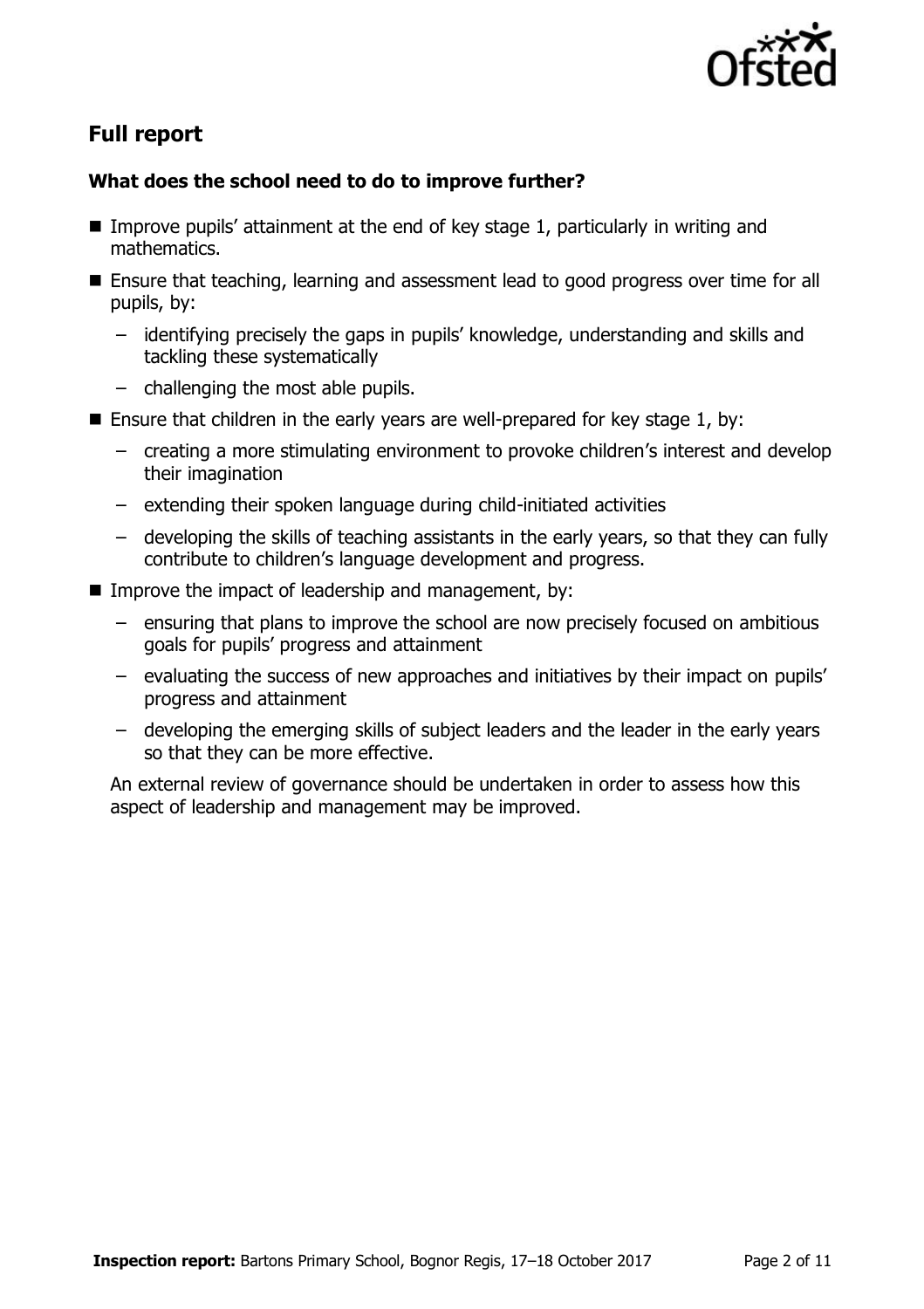## Full report

### What does the school need to do to improve further?

- Improve pupils' attainment at the end of key stage 1, particularly in writing and mathematics.
- Ensure that teaching, learning and assessment lead to good progress over time for all pupils, by:
  - identifying precisely the gaps in pupils' knowledge, understanding and skills and tackling these systematically
  - challenging the most able pupils.
- Ensure that children in the early years are well-prepared for key stage 1, by:
  - creating a more stimulating environment to provoke children's interest and develop their imagination
  - extending their spoken language during child-initiated activities
  - developing the skills of teaching assistants in the early years, so that they can fully contribute to children's language development and progress.
- Improve the impact of leadership and management, by:
  - ensuring that plans to improve the school are now precisely focused on ambitious goals for pupils' progress and attainment
  - evaluating the success of new approaches and initiatives by their impact on pupils' progress and attainment
  - developing the emerging skills of subject leaders and the leader in the early years so that they can be more effective.

  An external review of governance should be undertaken in order to assess how this aspect of leadership and management may be improved.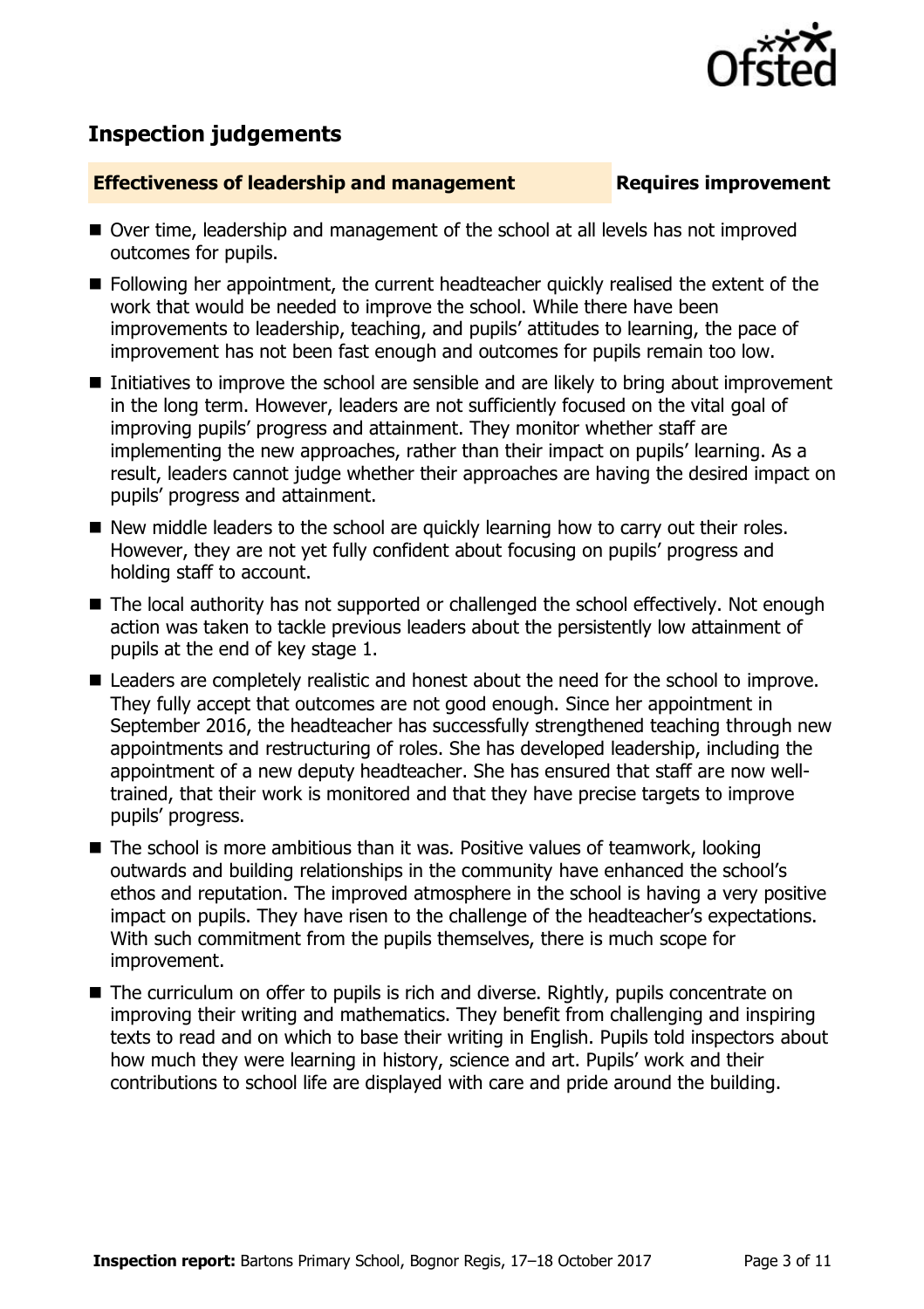## Inspection judgements

**Effectiveness of leadership and management** **Requires improvement**

- Over time, leadership and management of the school at all levels has not improved outcomes for pupils.
- Following her appointment, the current headteacher quickly realised the extent of the work that would be needed to improve the school. While there have been improvements to leadership, teaching, and pupils' attitudes to learning, the pace of improvement has not been fast enough and outcomes for pupils remain too low.
- Initiatives to improve the school are sensible and are likely to bring about improvement in the long term. However, leaders are not sufficiently focused on the vital goal of improving pupils' progress and attainment. They monitor whether staff are implementing the new approaches, rather than their impact on pupils' learning. As a result, leaders cannot judge whether their approaches are having the desired impact on pupils' progress and attainment.
- New middle leaders to the school are quickly learning how to carry out their roles. However, they are not yet fully confident about focusing on pupils' progress and holding staff to account.
- The local authority has not supported or challenged the school effectively. Not enough action was taken to tackle previous leaders about the persistently low attainment of pupils at the end of key stage 1.
- Leaders are completely realistic and honest about the need for the school to improve. They fully accept that outcomes are not good enough. Since her appointment in September 2016, the headteacher has successfully strengthened teaching through new appointments and restructuring of roles. She has developed leadership, including the appointment of a new deputy headteacher. She has ensured that staff are now well-trained, that their work is monitored and that they have precise targets to improve pupils' progress.
- The school is more ambitious than it was. Positive values of teamwork, looking outwards and building relationships in the community have enhanced the school's ethos and reputation. The improved atmosphere in the school is having a very positive impact on pupils. They have risen to the challenge of the headteacher's expectations. With such commitment from the pupils themselves, there is much scope for improvement.
- The curriculum on offer to pupils is rich and diverse. Rightly, pupils concentrate on improving their writing and mathematics. They benefit from challenging and inspiring texts to read and on which to base their writing in English. Pupils told inspectors about how much they were learning in history, science and art. Pupils' work and their contributions to school life are displayed with care and pride around the building.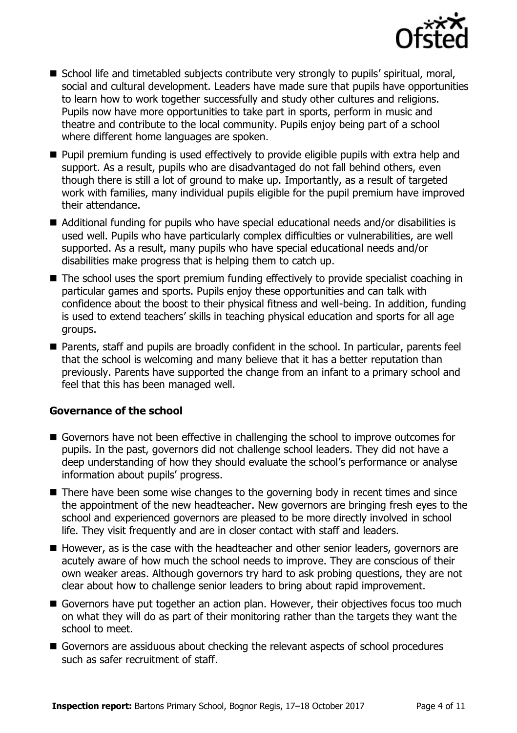- School life and timetabled subjects contribute very strongly to pupils' spiritual, moral, social and cultural development. Leaders have made sure that pupils have opportunities to learn how to work together successfully and study other cultures and religions. Pupils now have more opportunities to take part in sports, perform in music and theatre and contribute to the local community. Pupils enjoy being part of a school where different home languages are spoken.
- Pupil premium funding is used effectively to provide eligible pupils with extra help and support. As a result, pupils who are disadvantaged do not fall behind others, even though there is still a lot of ground to make up. Importantly, as a result of targeted work with families, many individual pupils eligible for the pupil premium have improved their attendance.
- Additional funding for pupils who have special educational needs and/or disabilities is used well. Pupils who have particularly complex difficulties or vulnerabilities, are well supported. As a result, many pupils who have special educational needs and/or disabilities make progress that is helping them to catch up.
- The school uses the sport premium funding effectively to provide specialist coaching in particular games and sports. Pupils enjoy these opportunities and can talk with confidence about the boost to their physical fitness and well-being. In addition, funding is used to extend teachers' skills in teaching physical education and sports for all age groups.
- Parents, staff and pupils are broadly confident in the school. In particular, parents feel that the school is welcoming and many believe that it has a better reputation than previously. Parents have supported the change from an infant to a primary school and feel that this has been managed well.

### Governance of the school

- Governors have not been effective in challenging the school to improve outcomes for pupils. In the past, governors did not challenge school leaders. They did not have a deep understanding of how they should evaluate the school's performance or analyse information about pupils' progress.
- There have been some wise changes to the governing body in recent times and since the appointment of the new headteacher. New governors are bringing fresh eyes to the school and experienced governors are pleased to be more directly involved in school life. They visit frequently and are in closer contact with staff and leaders.
- However, as is the case with the headteacher and other senior leaders, governors are acutely aware of how much the school needs to improve. They are conscious of their own weaker areas. Although governors try hard to ask probing questions, they are not clear about how to challenge senior leaders to bring about rapid improvement.
- Governors have put together an action plan. However, their objectives focus too much on what they will do as part of their monitoring rather than the targets they want the school to meet.
- Governors are assiduous about checking the relevant aspects of school procedures such as safer recruitment of staff.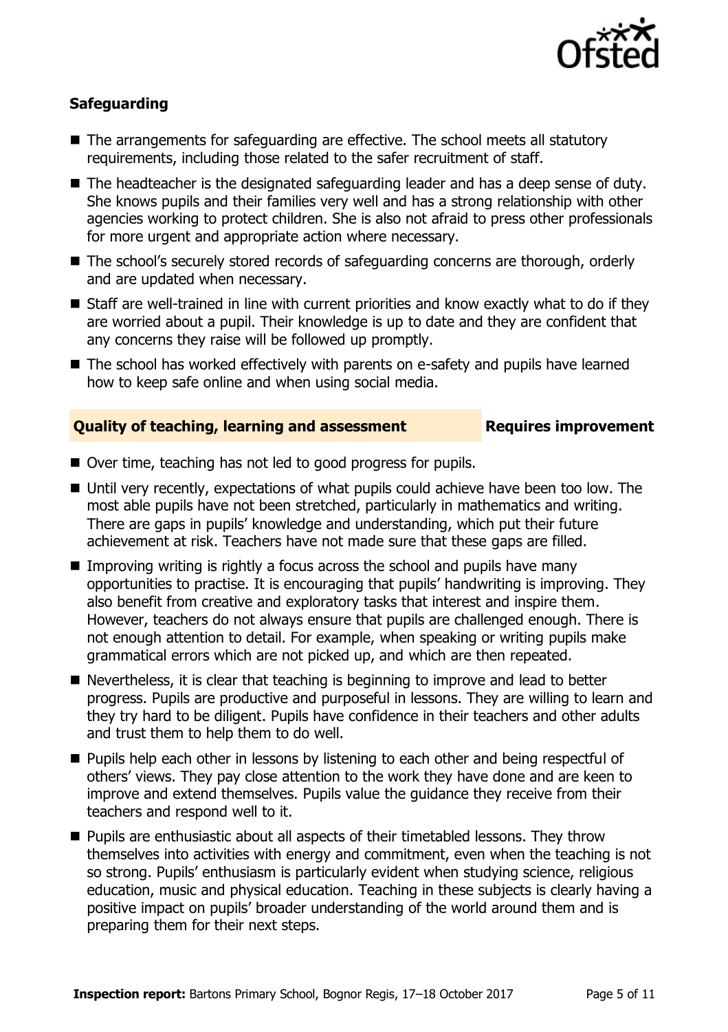### Safeguarding

- The arrangements for safeguarding are effective. The school meets all statutory requirements, including those related to the safer recruitment of staff.
- The headteacher is the designated safeguarding leader and has a deep sense of duty. She knows pupils and their families very well and has a strong relationship with other agencies working to protect children. She is also not afraid to press other professionals for more urgent and appropriate action where necessary.
- The school's securely stored records of safeguarding concerns are thorough, orderly and are updated when necessary.
- Staff are well-trained in line with current priorities and know exactly what to do if they are worried about a pupil. Their knowledge is up to date and they are confident that any concerns they raise will be followed up promptly.
- The school has worked effectively with parents on e-safety and pupils have learned how to keep safe online and when using social media.

### Quality of teaching, learning and assessment — Requires improvement

- Over time, teaching has not led to good progress for pupils.
- Until very recently, expectations of what pupils could achieve have been too low. The most able pupils have not been stretched, particularly in mathematics and writing. There are gaps in pupils' knowledge and understanding, which put their future achievement at risk. Teachers have not made sure that these gaps are filled.
- Improving writing is rightly a focus across the school and pupils have many opportunities to practise. It is encouraging that pupils' handwriting is improving. They also benefit from creative and exploratory tasks that interest and inspire them. However, teachers do not always ensure that pupils are challenged enough. There is not enough attention to detail. For example, when speaking or writing pupils make grammatical errors which are not picked up, and which are then repeated.
- Nevertheless, it is clear that teaching is beginning to improve and lead to better progress. Pupils are productive and purposeful in lessons. They are willing to learn and they try hard to be diligent. Pupils have confidence in their teachers and other adults and trust them to help them to do well.
- Pupils help each other in lessons by listening to each other and being respectful of others' views. They pay close attention to the work they have done and are keen to improve and extend themselves. Pupils value the guidance they receive from their teachers and respond well to it.
- Pupils are enthusiastic about all aspects of their timetabled lessons. They throw themselves into activities with energy and commitment, even when the teaching is not so strong. Pupils' enthusiasm is particularly evident when studying science, religious education, music and physical education. Teaching in these subjects is clearly having a positive impact on pupils' broader understanding of the world around them and is preparing them for their next steps.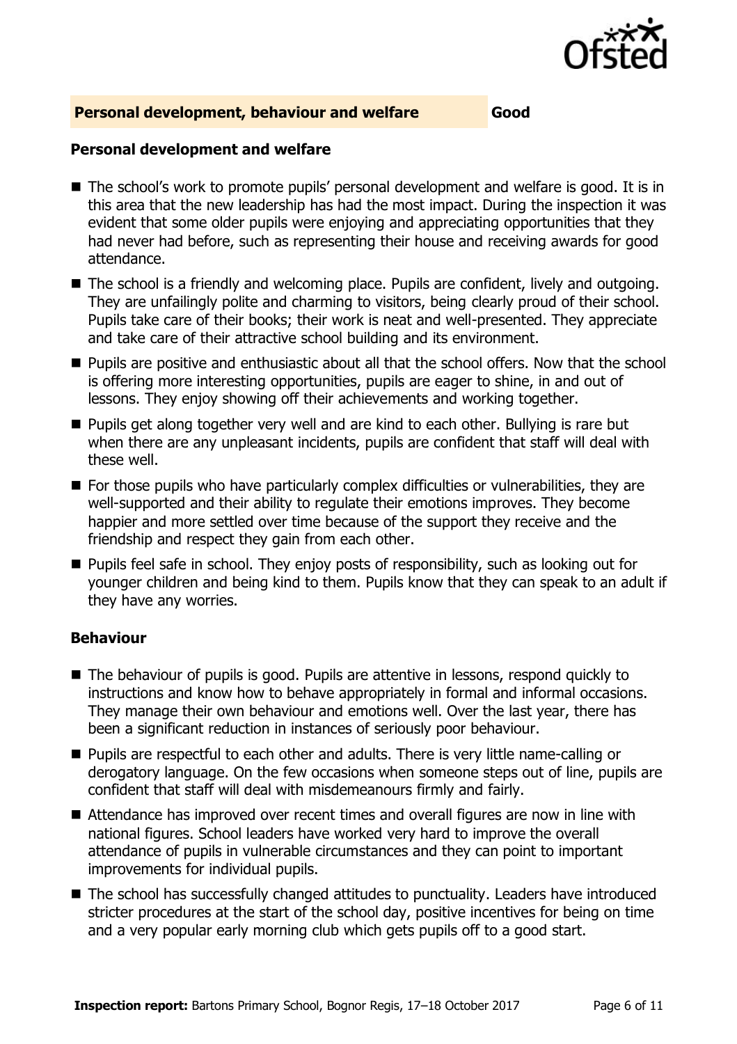## Personal development, behaviour and welfare — Good

### Personal development and welfare

- The school's work to promote pupils' personal development and welfare is good. It is in this area that the new leadership has had the most impact. During the inspection it was evident that some older pupils were enjoying and appreciating opportunities that they had never had before, such as representing their house and receiving awards for good attendance.
- The school is a friendly and welcoming place. Pupils are confident, lively and outgoing. They are unfailingly polite and charming to visitors, being clearly proud of their school. Pupils take care of their books; their work is neat and well-presented. They appreciate and take care of their attractive school building and its environment.
- Pupils are positive and enthusiastic about all that the school offers. Now that the school is offering more interesting opportunities, pupils are eager to shine, in and out of lessons. They enjoy showing off their achievements and working together.
- Pupils get along together very well and are kind to each other. Bullying is rare but when there are any unpleasant incidents, pupils are confident that staff will deal with these well.
- For those pupils who have particularly complex difficulties or vulnerabilities, they are well-supported and their ability to regulate their emotions improves. They become happier and more settled over time because of the support they receive and the friendship and respect they gain from each other.
- Pupils feel safe in school. They enjoy posts of responsibility, such as looking out for younger children and being kind to them. Pupils know that they can speak to an adult if they have any worries.

### Behaviour

- The behaviour of pupils is good. Pupils are attentive in lessons, respond quickly to instructions and know how to behave appropriately in formal and informal occasions. They manage their own behaviour and emotions well. Over the last year, there has been a significant reduction in instances of seriously poor behaviour.
- Pupils are respectful to each other and adults. There is very little name-calling or derogatory language. On the few occasions when someone steps out of line, pupils are confident that staff will deal with misdemeanours firmly and fairly.
- Attendance has improved over recent times and overall figures are now in line with national figures. School leaders have worked very hard to improve the overall attendance of pupils in vulnerable circumstances and they can point to important improvements for individual pupils.
- The school has successfully changed attitudes to punctuality. Leaders have introduced stricter procedures at the start of the school day, positive incentives for being on time and a very popular early morning club which gets pupils off to a good start.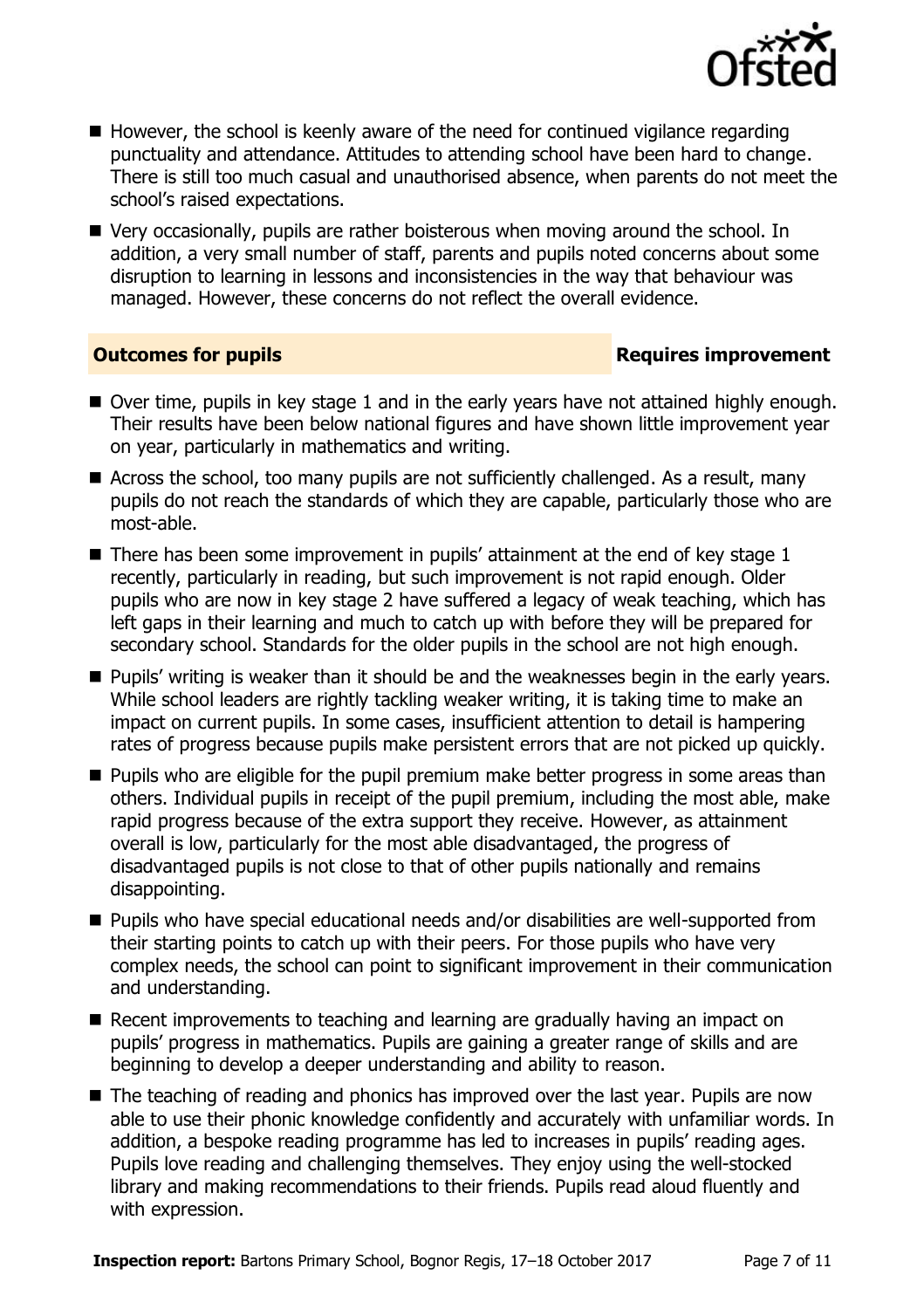- However, the school is keenly aware of the need for continued vigilance regarding punctuality and attendance. Attitudes to attending school have been hard to change. There is still too much casual and unauthorised absence, when parents do not meet the school's raised expectations.
- Very occasionally, pupils are rather boisterous when moving around the school. In addition, a very small number of staff, parents and pupils noted concerns about some disruption to learning in lessons and inconsistencies in the way that behaviour was managed. However, these concerns do not reflect the overall evidence.

## Outcomes for pupils — Requires improvement

- Over time, pupils in key stage 1 and in the early years have not attained highly enough. Their results have been below national figures and have shown little improvement year on year, particularly in mathematics and writing.
- Across the school, too many pupils are not sufficiently challenged. As a result, many pupils do not reach the standards of which they are capable, particularly those who are most-able.
- There has been some improvement in pupils' attainment at the end of key stage 1 recently, particularly in reading, but such improvement is not rapid enough. Older pupils who are now in key stage 2 have suffered a legacy of weak teaching, which has left gaps in their learning and much to catch up with before they will be prepared for secondary school. Standards for the older pupils in the school are not high enough.
- Pupils' writing is weaker than it should be and the weaknesses begin in the early years. While school leaders are rightly tackling weaker writing, it is taking time to make an impact on current pupils. In some cases, insufficient attention to detail is hampering rates of progress because pupils make persistent errors that are not picked up quickly.
- Pupils who are eligible for the pupil premium make better progress in some areas than others. Individual pupils in receipt of the pupil premium, including the most able, make rapid progress because of the extra support they receive. However, as attainment overall is low, particularly for the most able disadvantaged, the progress of disadvantaged pupils is not close to that of other pupils nationally and remains disappointing.
- Pupils who have special educational needs and/or disabilities are well-supported from their starting points to catch up with their peers. For those pupils who have very complex needs, the school can point to significant improvement in their communication and understanding.
- Recent improvements to teaching and learning are gradually having an impact on pupils' progress in mathematics. Pupils are gaining a greater range of skills and are beginning to develop a deeper understanding and ability to reason.
- The teaching of reading and phonics has improved over the last year. Pupils are now able to use their phonic knowledge confidently and accurately with unfamiliar words. In addition, a bespoke reading programme has led to increases in pupils' reading ages. Pupils love reading and challenging themselves. They enjoy using the well-stocked library and making recommendations to their friends. Pupils read aloud fluently and with expression.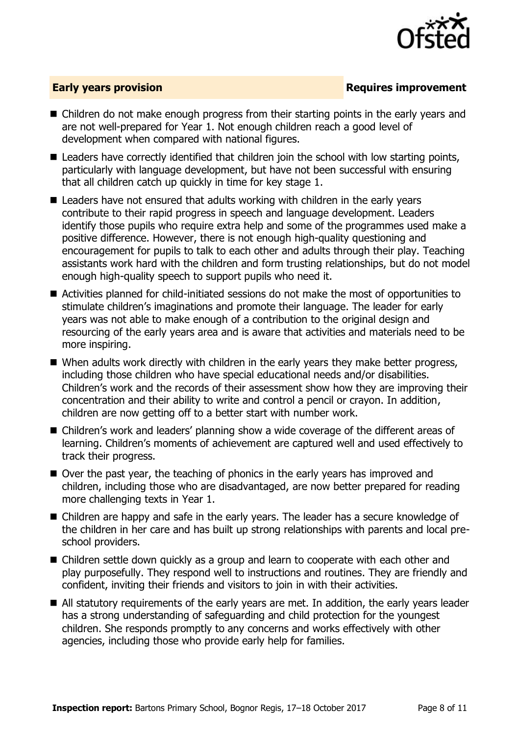## Early years provision — Requires improvement

- Children do not make enough progress from their starting points in the early years and are not well-prepared for Year 1. Not enough children reach a good level of development when compared with national figures.
- Leaders have correctly identified that children join the school with low starting points, particularly with language development, but have not been successful with ensuring that all children catch up quickly in time for key stage 1.
- Leaders have not ensured that adults working with children in the early years contribute to their rapid progress in speech and language development. Leaders identify those pupils who require extra help and some of the programmes used make a positive difference. However, there is not enough high-quality questioning and encouragement for pupils to talk to each other and adults through their play. Teaching assistants work hard with the children and form trusting relationships, but do not model enough high-quality speech to support pupils who need it.
- Activities planned for child-initiated sessions do not make the most of opportunities to stimulate children's imaginations and promote their language. The leader for early years was not able to make enough of a contribution to the original design and resourcing of the early years area and is aware that activities and materials need to be more inspiring.
- When adults work directly with children in the early years they make better progress, including those children who have special educational needs and/or disabilities. Children's work and the records of their assessment show how they are improving their concentration and their ability to write and control a pencil or crayon. In addition, children are now getting off to a better start with number work.
- Children's work and leaders' planning show a wide coverage of the different areas of learning. Children's moments of achievement are captured well and used effectively to track their progress.
- Over the past year, the teaching of phonics in the early years has improved and children, including those who are disadvantaged, are now better prepared for reading more challenging texts in Year 1.
- Children are happy and safe in the early years. The leader has a secure knowledge of the children in her care and has built up strong relationships with parents and local pre-school providers.
- Children settle down quickly as a group and learn to cooperate with each other and play purposefully. They respond well to instructions and routines. They are friendly and confident, inviting their friends and visitors to join in with their activities.
- All statutory requirements of the early years are met. In addition, the early years leader has a strong understanding of safeguarding and child protection for the youngest children. She responds promptly to any concerns and works effectively with other agencies, including those who provide early help for families.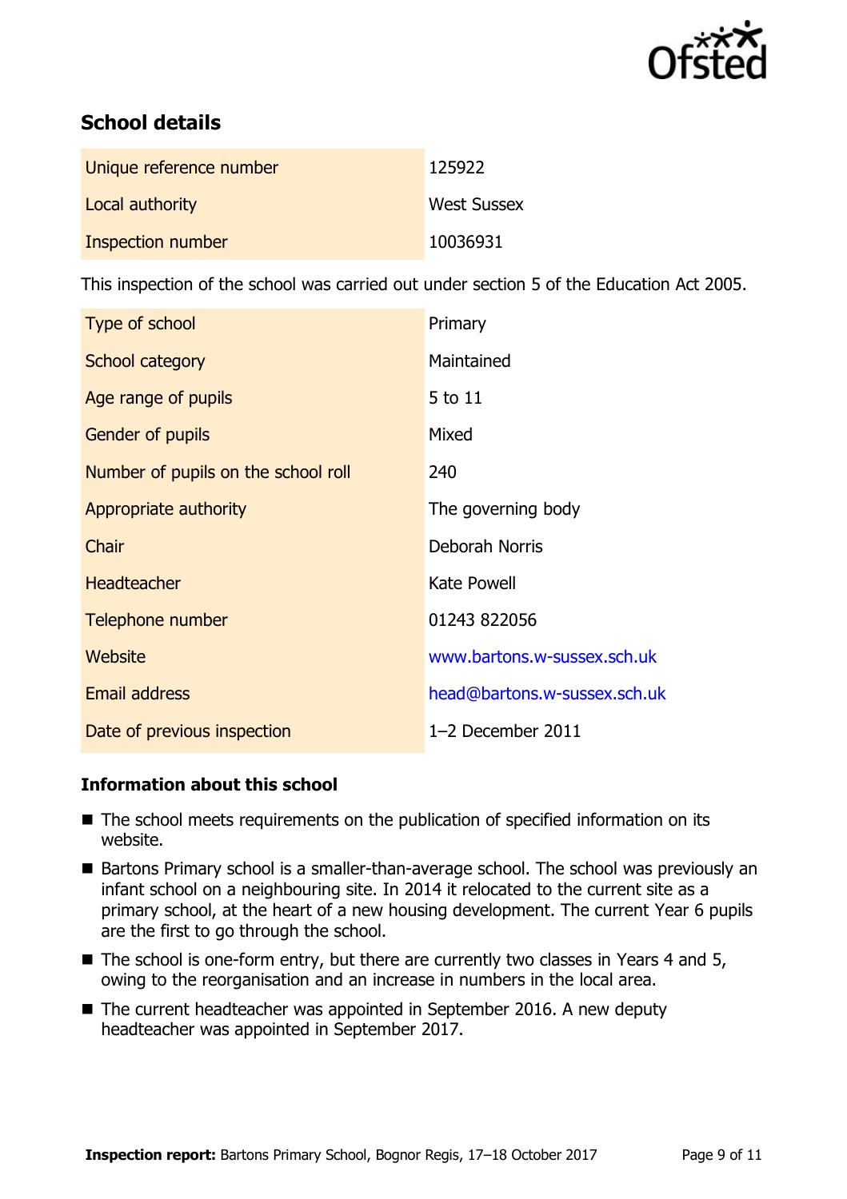## School details

| | |
|---|---|
| Unique reference number | 125922 |
| Local authority | West Sussex |
| Inspection number | 10036931 |

This inspection of the school was carried out under section 5 of the Education Act 2005.

| | |
|---|---|
| Type of school | Primary |
| School category | Maintained |
| Age range of pupils | 5 to 11 |
| Gender of pupils | Mixed |
| Number of pupils on the school roll | 240 |
| Appropriate authority | The governing body |
| Chair | Deborah Norris |
| Headteacher | Kate Powell |
| Telephone number | 01243 822056 |
| Website | www.bartons.w-sussex.sch.uk |
| Email address | head@bartons.w-sussex.sch.uk |
| Date of previous inspection | 1–2 December 2011 |

### Information about this school

- The school meets requirements on the publication of specified information on its website.
- Bartons Primary school is a smaller-than-average school. The school was previously an infant school on a neighbouring site. In 2014 it relocated to the current site as a primary school, at the heart of a new housing development. The current Year 6 pupils are the first to go through the school.
- The school is one-form entry, but there are currently two classes in Years 4 and 5, owing to the reorganisation and an increase in numbers in the local area.
- The current headteacher was appointed in September 2016. A new deputy headteacher was appointed in September 2017.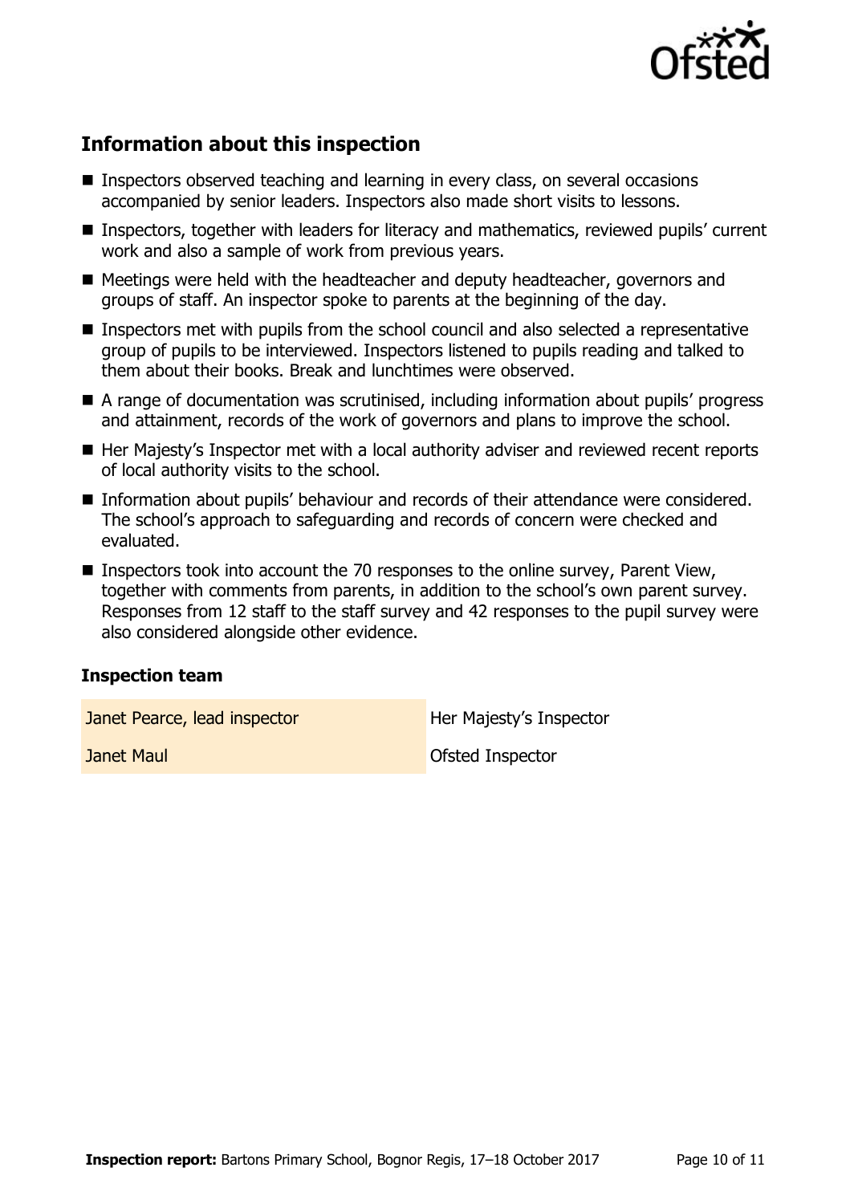## Information about this inspection

- Inspectors observed teaching and learning in every class, on several occasions accompanied by senior leaders. Inspectors also made short visits to lessons.
- Inspectors, together with leaders for literacy and mathematics, reviewed pupils' current work and also a sample of work from previous years.
- Meetings were held with the headteacher and deputy headteacher, governors and groups of staff. An inspector spoke to parents at the beginning of the day.
- Inspectors met with pupils from the school council and also selected a representative group of pupils to be interviewed. Inspectors listened to pupils reading and talked to them about their books. Break and lunchtimes were observed.
- A range of documentation was scrutinised, including information about pupils' progress and attainment, records of the work of governors and plans to improve the school.
- Her Majesty's Inspector met with a local authority adviser and reviewed recent reports of local authority visits to the school.
- Information about pupils' behaviour and records of their attendance were considered. The school's approach to safeguarding and records of concern were checked and evaluated.
- Inspectors took into account the 70 responses to the online survey, Parent View, together with comments from parents, in addition to the school's own parent survey. Responses from 12 staff to the staff survey and 42 responses to the pupil survey were also considered alongside other evidence.

### Inspection team

| | |
|---|---|
| Janet Pearce, lead inspector | Her Majesty's Inspector |
| Janet Maul | Ofsted Inspector |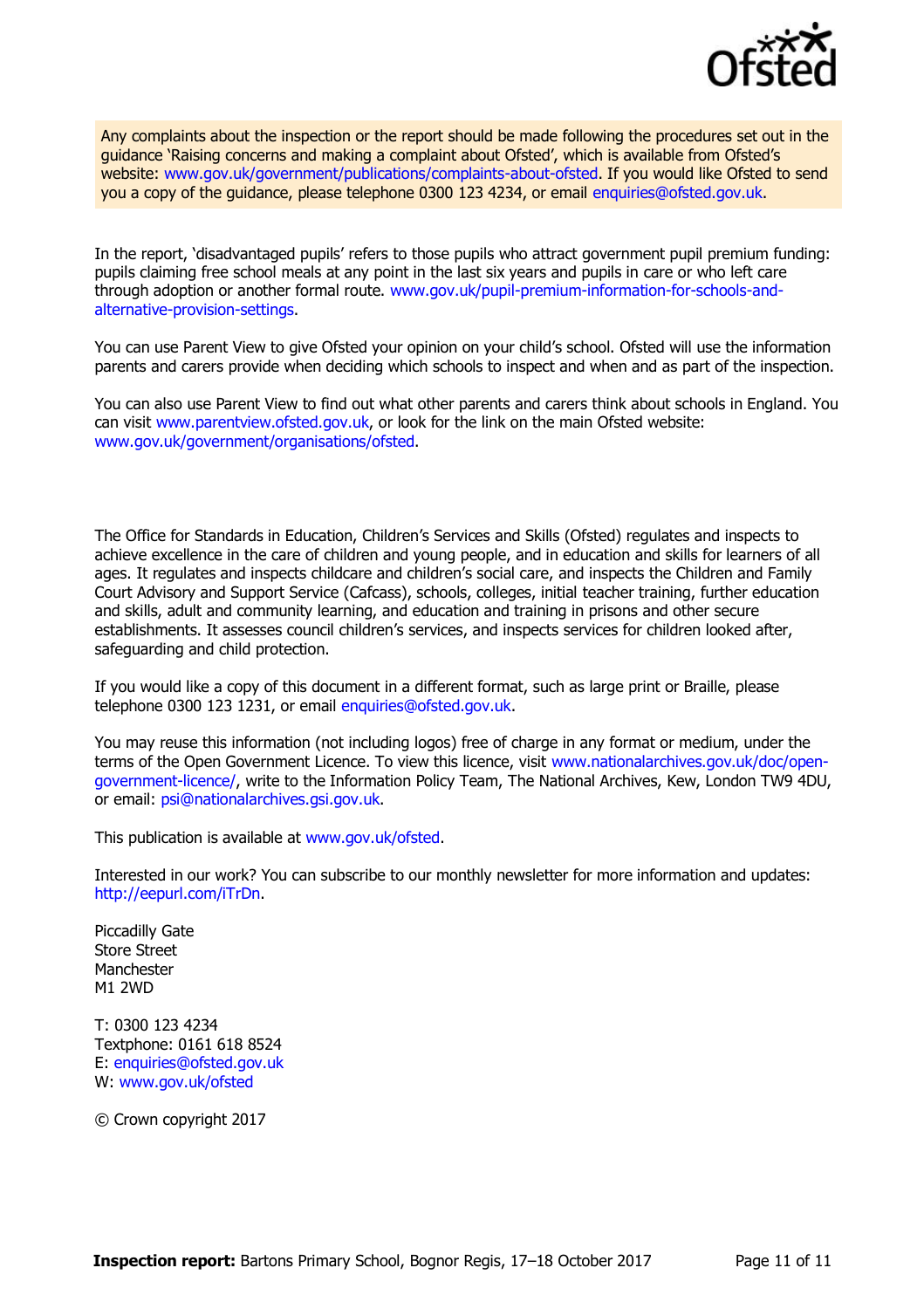Any complaints about the inspection or the report should be made following the procedures set out in the guidance 'Raising concerns and making a complaint about Ofsted', which is available from Ofsted's website: www.gov.uk/government/publications/complaints-about-ofsted. If you would like Ofsted to send you a copy of the guidance, please telephone 0300 123 4234, or email enquiries@ofsted.gov.uk.

In the report, 'disadvantaged pupils' refers to those pupils who attract government pupil premium funding: pupils claiming free school meals at any point in the last six years and pupils in care or who left care through adoption or another formal route. www.gov.uk/pupil-premium-information-for-schools-and-alternative-provision-settings.

You can use Parent View to give Ofsted your opinion on your child's school. Ofsted will use the information parents and carers provide when deciding which schools to inspect and when and as part of the inspection.

You can also use Parent View to find out what other parents and carers think about schools in England. You can visit www.parentview.ofsted.gov.uk, or look for the link on the main Ofsted website: www.gov.uk/government/organisations/ofsted.

The Office for Standards in Education, Children's Services and Skills (Ofsted) regulates and inspects to achieve excellence in the care of children and young people, and in education and skills for learners of all ages. It regulates and inspects childcare and children's social care, and inspects the Children and Family Court Advisory and Support Service (Cafcass), schools, colleges, initial teacher training, further education and skills, adult and community learning, and education and training in prisons and other secure establishments. It assesses council children's services, and inspects services for children looked after, safeguarding and child protection.

If you would like a copy of this document in a different format, such as large print or Braille, please telephone 0300 123 1231, or email enquiries@ofsted.gov.uk.

You may reuse this information (not including logos) free of charge in any format or medium, under the terms of the Open Government Licence. To view this licence, visit www.nationalarchives.gov.uk/doc/open-government-licence/, write to the Information Policy Team, The National Archives, Kew, London TW9 4DU, or email: psi@nationalarchives.gsi.gov.uk.

This publication is available at www.gov.uk/ofsted.

Interested in our work? You can subscribe to our monthly newsletter for more information and updates: http://eepurl.com/iTrDn.

Piccadilly Gate
Store Street
Manchester
M1 2WD

T: 0300 123 4234
Textphone: 0161 618 8524
E: enquiries@ofsted.gov.uk
W: www.gov.uk/ofsted

© Crown copyright 2017